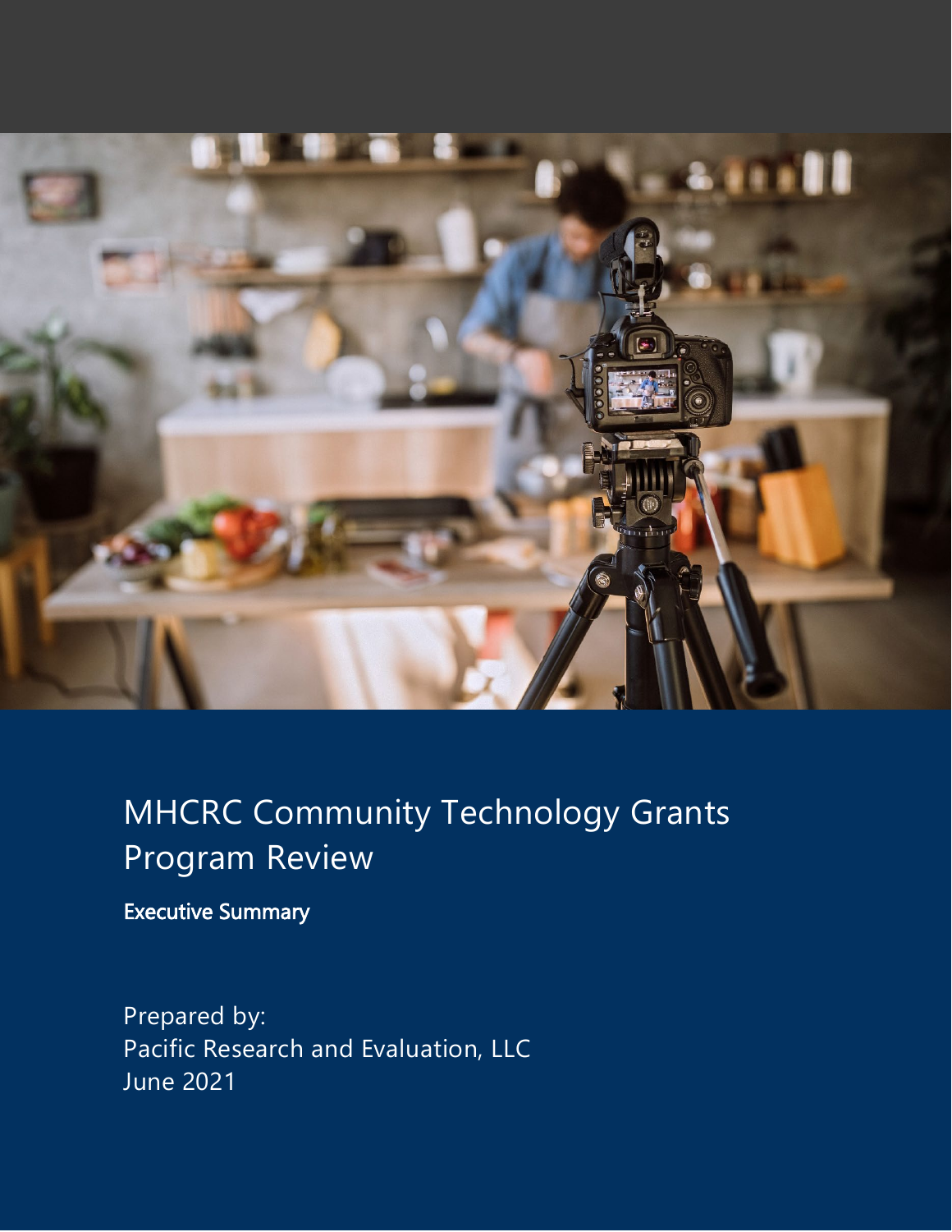# MHCRC Community Technology Grants Program Review

## Executive Summary

Prepared by:
Pacific Research and Evaluation, LLC
June 2021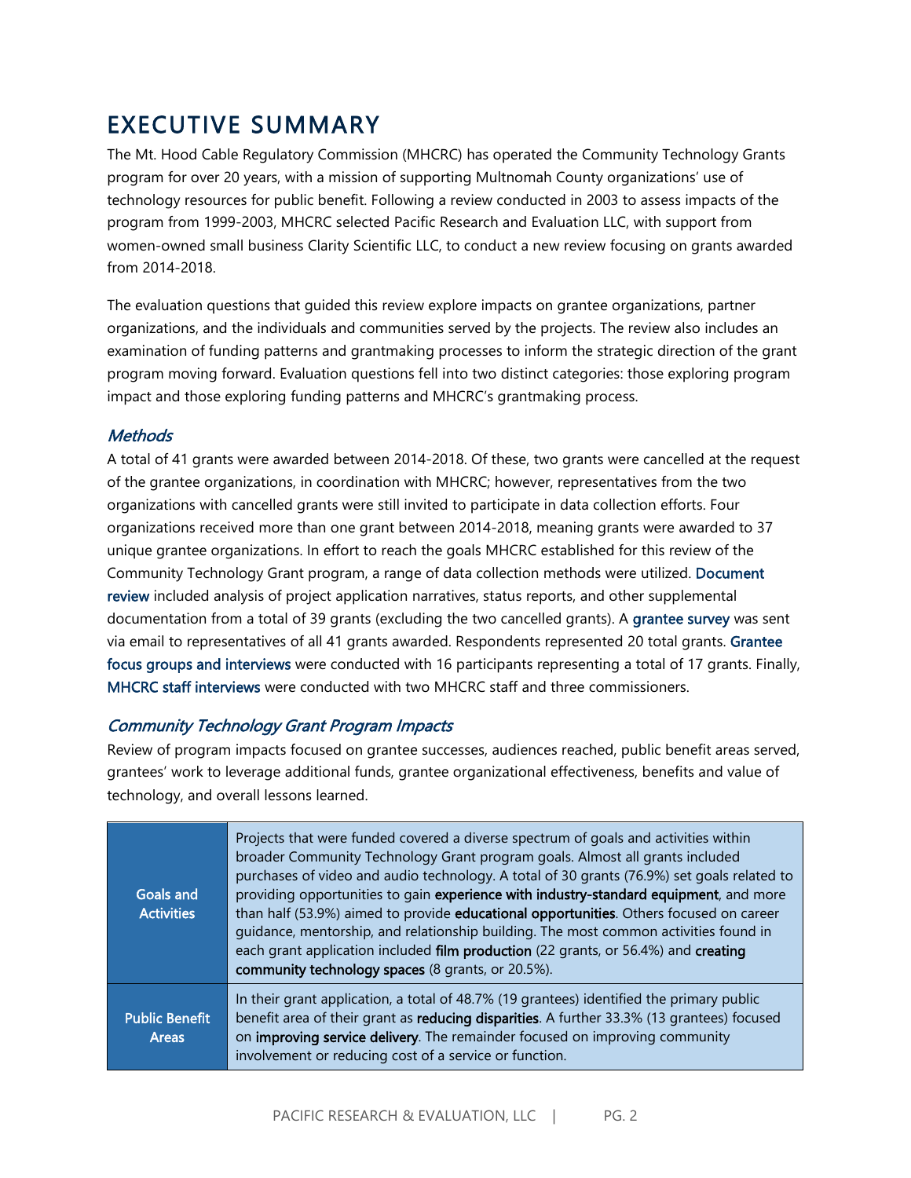# EXECUTIVE SUMMARY

The Mt. Hood Cable Regulatory Commission (MHCRC) has operated the Community Technology Grants program for over 20 years, with a mission of supporting Multnomah County organizations' use of technology resources for public benefit. Following a review conducted in 2003 to assess impacts of the program from 1999-2003, MHCRC selected Pacific Research and Evaluation LLC, with support from women-owned small business Clarity Scientific LLC, to conduct a new review focusing on grants awarded from 2014-2018.

The evaluation questions that guided this review explore impacts on grantee organizations, partner organizations, and the individuals and communities served by the projects. The review also includes an examination of funding patterns and grantmaking processes to inform the strategic direction of the grant program moving forward. Evaluation questions fell into two distinct categories: those exploring program impact and those exploring funding patterns and MHCRC's grantmaking process.

### *Methods*

A total of 41 grants were awarded between 2014-2018. Of these, two grants were cancelled at the request of the grantee organizations, in coordination with MHCRC; however, representatives from the two organizations with cancelled grants were still invited to participate in data collection efforts. Four organizations received more than one grant between 2014-2018, meaning grants were awarded to 37 unique grantee organizations. In effort to reach the goals MHCRC established for this review of the Community Technology Grant program, a range of data collection methods were utilized. Document review included analysis of project application narratives, status reports, and other supplemental documentation from a total of 39 grants (excluding the two cancelled grants). A grantee survey was sent via email to representatives of all 41 grants awarded. Respondents represented 20 total grants. Grantee focus groups and interviews were conducted with 16 participants representing a total of 17 grants. Finally, MHCRC staff interviews were conducted with two MHCRC staff and three commissioners.

### *Community Technology Grant Program Impacts*

Review of program impacts focused on grantee successes, audiences reached, public benefit areas served, grantees' work to leverage additional funds, grantee organizational effectiveness, benefits and value of technology, and overall lessons learned.

| | |
|---|---|
| **Goals and Activities** | Projects that were funded covered a diverse spectrum of goals and activities within broader Community Technology Grant program goals. Almost all grants included purchases of video and audio technology. A total of 30 grants (76.9%) set goals related to providing opportunities to gain **experience with industry-standard equipment**, and more than half (53.9%) aimed to provide **educational opportunities**. Others focused on career guidance, mentorship, and relationship building. The most common activities found in each grant application included **film production** (22 grants, or 56.4%) and **creating community technology spaces** (8 grants, or 20.5%). |
| **Public Benefit Areas** | In their grant application, a total of 48.7% (19 grantees) identified the primary public benefit area of their grant as **reducing disparities**. A further 33.3% (13 grantees) focused on **improving service delivery**. The remainder focused on improving community involvement or reducing cost of a service or function. |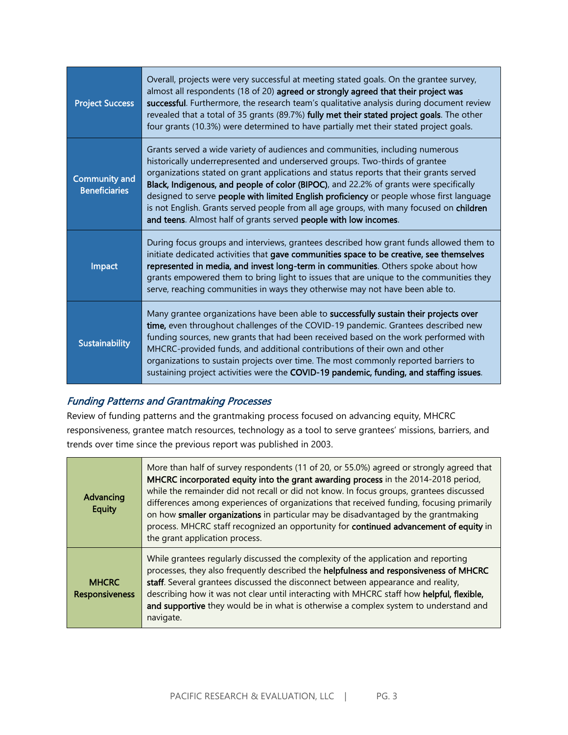| | |
|---|---|
| **Project Success** | Overall, projects were very successful at meeting stated goals. On the grantee survey, almost all respondents (18 of 20) **agreed or strongly agreed that their project was successful**. Furthermore, the research team's qualitative analysis during document review revealed that a total of 35 grants (89.7%) **fully met their stated project goals**. The other four grants (10.3%) were determined to have partially met their stated project goals. |
| **Community and Beneficiaries** | Grants served a wide variety of audiences and communities, including numerous historically underrepresented and underserved groups. Two-thirds of grantee organizations stated on grant applications and status reports that their grants served **Black, Indigenous, and people of color (BIPOC)**, and 22.2% of grants were specifically designed to serve **people with limited English proficiency** or people whose first language is not English. Grants served people from all age groups, with many focused on **children and teens**. Almost half of grants served **people with low incomes**. |
| **Impact** | During focus groups and interviews, grantees described how grant funds allowed them to initiate dedicated activities that **gave communities space to be creative, see themselves represented in media, and invest long-term in communities**. Others spoke about how grants empowered them to bring light to issues that are unique to the communities they serve, reaching communities in ways they otherwise may not have been able to. |
| **Sustainability** | Many grantee organizations have been able to **successfully sustain their projects over time,** even throughout challenges of the COVID-19 pandemic. Grantees described new funding sources, new grants that had been received based on the work performed with MHCRC-provided funds, and additional contributions of their own and other organizations to sustain projects over time. The most commonly reported barriers to sustaining project activities were the **COVID-19 pandemic, funding, and staffing issues**. |

### *Funding Patterns and Grantmaking Processes*

Review of funding patterns and the grantmaking process focused on advancing equity, MHCRC responsiveness, grantee match resources, technology as a tool to serve grantees' missions, barriers, and trends over time since the previous report was published in 2003.

| | |
|---|---|
| **Advancing Equity** | More than half of survey respondents (11 of 20, or 55.0%) agreed or strongly agreed that **MHCRC incorporated equity into the grant awarding process** in the 2014-2018 period, while the remainder did not recall or did not know. In focus groups, grantees discussed differences among experiences of organizations that received funding, focusing primarily on how **smaller organizations** in particular may be disadvantaged by the grantmaking process. MHCRC staff recognized an opportunity for **continued advancement of equity** in the grant application process. |
| **MHCRC Responsiveness** | While grantees regularly discussed the complexity of the application and reporting processes, they also frequently described the **helpfulness and responsiveness of MHCRC staff**. Several grantees discussed the disconnect between appearance and reality, describing how it was not clear until interacting with MHCRC staff how **helpful, flexible, and supportive** they would be in what is otherwise a complex system to understand and navigate. |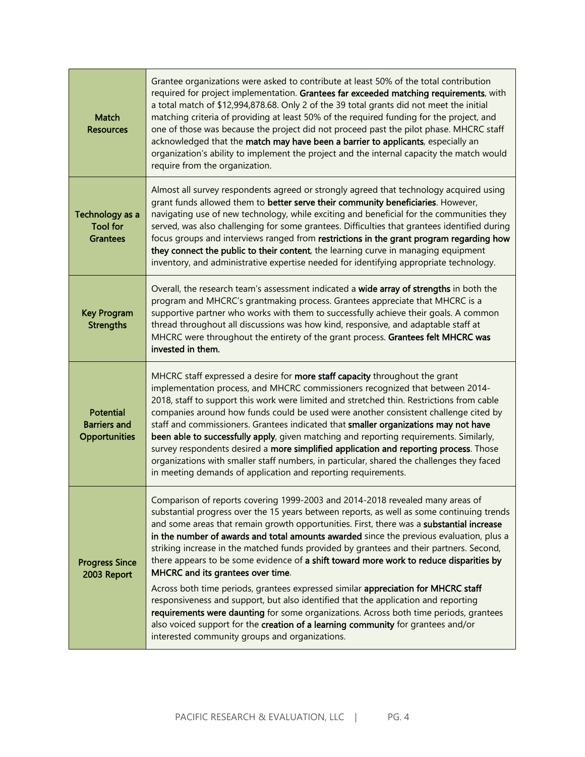| | |
|---|---|
| **Match Resources** | Grantee organizations were asked to contribute at least 50% of the total contribution required for project implementation. **Grantees far exceeded matching requirements**, with a total match of $12,994,878.68. Only 2 of the 39 total grants did not meet the initial matching criteria of providing at least 50% of the required funding for the project, and one of those was because the project did not proceed past the pilot phase. MHCRC staff acknowledged that the **match may have been a barrier to applicants**, especially an organization's ability to implement the project and the internal capacity the match would require from the organization. |
| **Technology as a Tool for Grantees** | Almost all survey respondents agreed or strongly agreed that technology acquired using grant funds allowed them to **better serve their community beneficiaries**. However, navigating use of new technology, while exciting and beneficial for the communities they served, was also challenging for some grantees. Difficulties that grantees identified during focus groups and interviews ranged from **restrictions in the grant program regarding how they connect the public to their content**, the learning curve in managing equipment inventory, and administrative expertise needed for identifying appropriate technology. |
| **Key Program Strengths** | Overall, the research team's assessment indicated a **wide array of strengths** in both the program and MHCRC's grantmaking process. Grantees appreciate that MHCRC is a supportive partner who works with them to successfully achieve their goals. A common thread throughout all discussions was how kind, responsive, and adaptable staff at MHCRC were throughout the entirety of the grant process. **Grantees felt MHCRC was invested in them.** |
| **Potential Barriers and Opportunities** | MHCRC staff expressed a desire for **more staff capacity** throughout the grant implementation process, and MHCRC commissioners recognized that between 2014-2018, staff to support this work were limited and stretched thin. Restrictions from cable companies around how funds could be used were another consistent challenge cited by staff and commissioners. Grantees indicated that **smaller organizations may not have been able to successfully apply**, given matching and reporting requirements. Similarly, survey respondents desired a **more simplified application and reporting process**. Those organizations with smaller staff numbers, in particular, shared the challenges they faced in meeting demands of application and reporting requirements. |
| **Progress Since 2003 Report** | Comparison of reports covering 1999-2003 and 2014-2018 revealed many areas of substantial progress over the 15 years between reports, as well as some continuing trends and some areas that remain growth opportunities. First, there was a **substantial increase in the number of awards and total amounts awarded** since the previous evaluation, plus a striking increase in the matched funds provided by grantees and their partners. Second, there appears to be some evidence of **a shift toward more work to reduce disparities by MHCRC and its grantees over time**.<br><br>Across both time periods, grantees expressed similar **appreciation for MHCRC staff** responsiveness and support, but also identified that the application and reporting **requirements were daunting** for some organizations. Across both time periods, grantees also voiced support for the **creation of a learning community** for grantees and/or interested community groups and organizations. |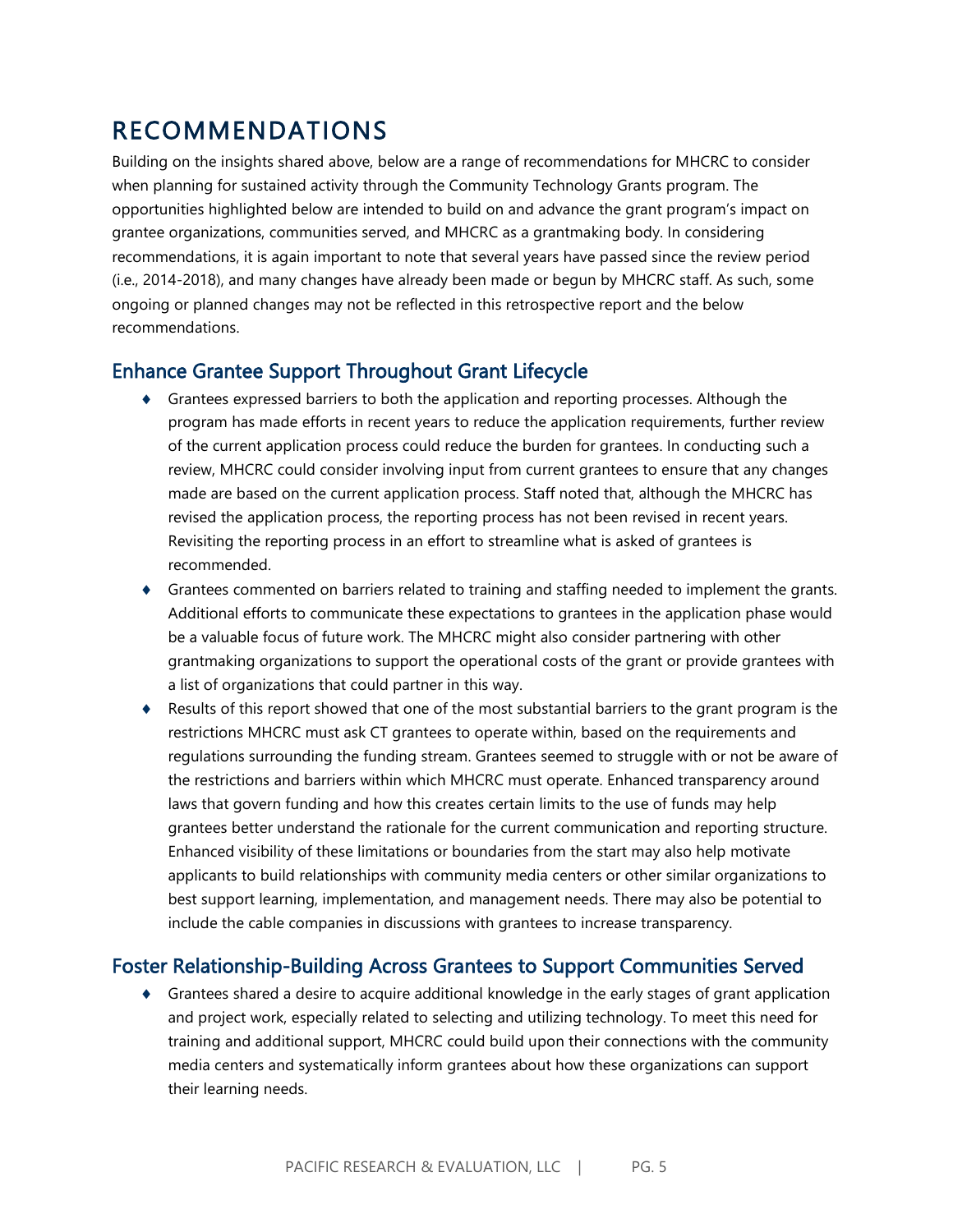# RECOMMENDATIONS

Building on the insights shared above, below are a range of recommendations for MHCRC to consider when planning for sustained activity through the Community Technology Grants program. The opportunities highlighted below are intended to build on and advance the grant program's impact on grantee organizations, communities served, and MHCRC as a grantmaking body. In considering recommendations, it is again important to note that several years have passed since the review period (i.e., 2014-2018), and many changes have already been made or begun by MHCRC staff. As such, some ongoing or planned changes may not be reflected in this retrospective report and the below recommendations.

## Enhance Grantee Support Throughout Grant Lifecycle

- Grantees expressed barriers to both the application and reporting processes. Although the program has made efforts in recent years to reduce the application requirements, further review of the current application process could reduce the burden for grantees. In conducting such a review, MHCRC could consider involving input from current grantees to ensure that any changes made are based on the current application process. Staff noted that, although the MHCRC has revised the application process, the reporting process has not been revised in recent years. Revisiting the reporting process in an effort to streamline what is asked of grantees is recommended.
- Grantees commented on barriers related to training and staffing needed to implement the grants. Additional efforts to communicate these expectations to grantees in the application phase would be a valuable focus of future work. The MHCRC might also consider partnering with other grantmaking organizations to support the operational costs of the grant or provide grantees with a list of organizations that could partner in this way.
- Results of this report showed that one of the most substantial barriers to the grant program is the restrictions MHCRC must ask CT grantees to operate within, based on the requirements and regulations surrounding the funding stream. Grantees seemed to struggle with or not be aware of the restrictions and barriers within which MHCRC must operate. Enhanced transparency around laws that govern funding and how this creates certain limits to the use of funds may help grantees better understand the rationale for the current communication and reporting structure. Enhanced visibility of these limitations or boundaries from the start may also help motivate applicants to build relationships with community media centers or other similar organizations to best support learning, implementation, and management needs. There may also be potential to include the cable companies in discussions with grantees to increase transparency.

## Foster Relationship-Building Across Grantees to Support Communities Served

- Grantees shared a desire to acquire additional knowledge in the early stages of grant application and project work, especially related to selecting and utilizing technology. To meet this need for training and additional support, MHCRC could build upon their connections with the community media centers and systematically inform grantees about how these organizations can support their learning needs.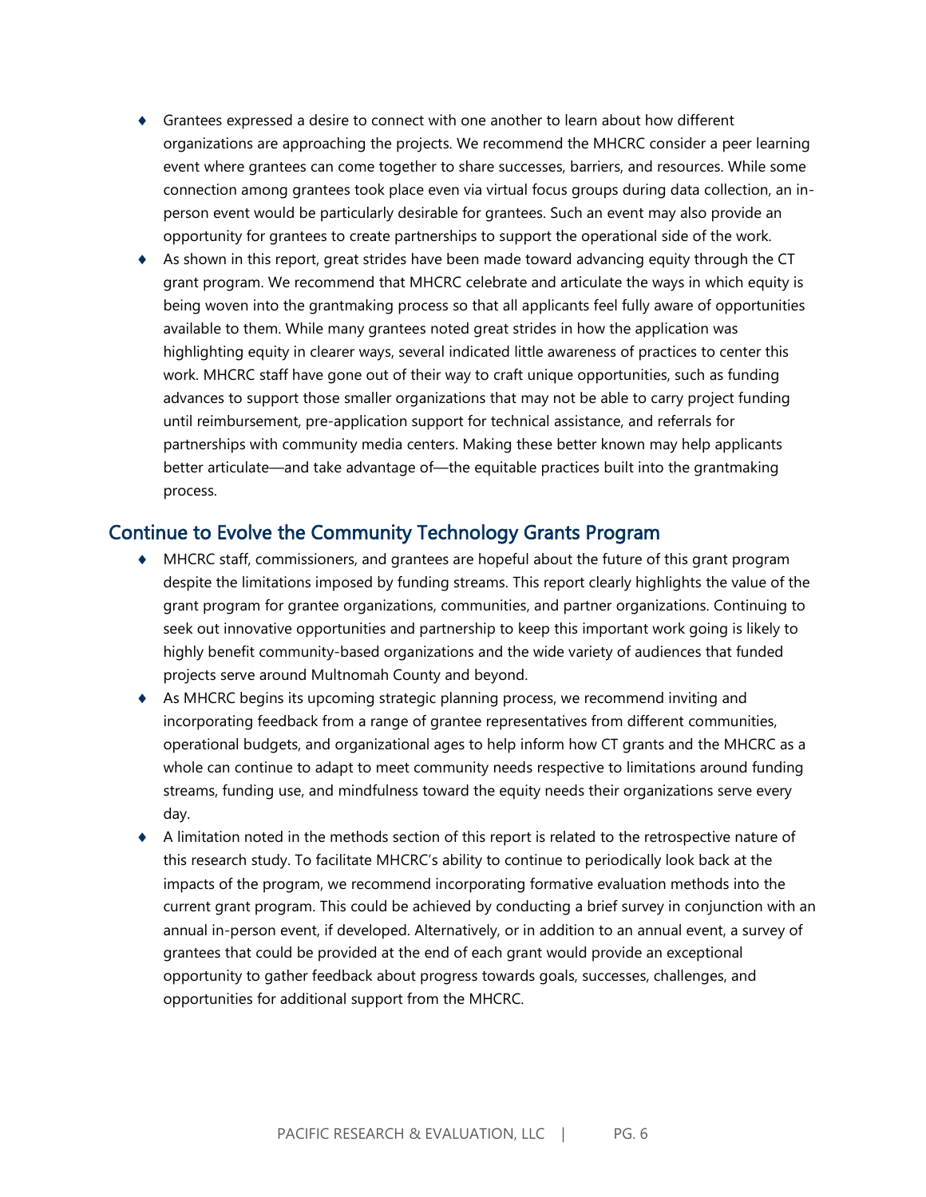- Grantees expressed a desire to connect with one another to learn about how different organizations are approaching the projects. We recommend the MHCRC consider a peer learning event where grantees can come together to share successes, barriers, and resources. While some connection among grantees took place even via virtual focus groups during data collection, an in-person event would be particularly desirable for grantees. Such an event may also provide an opportunity for grantees to create partnerships to support the operational side of the work.
- As shown in this report, great strides have been made toward advancing equity through the CT grant program. We recommend that MHCRC celebrate and articulate the ways in which equity is being woven into the grantmaking process so that all applicants feel fully aware of opportunities available to them. While many grantees noted great strides in how the application was highlighting equity in clearer ways, several indicated little awareness of practices to center this work. MHCRC staff have gone out of their way to craft unique opportunities, such as funding advances to support those smaller organizations that may not be able to carry project funding until reimbursement, pre-application support for technical assistance, and referrals for partnerships with community media centers. Making these better known may help applicants better articulate—and take advantage of—the equitable practices built into the grantmaking process.

## Continue to Evolve the Community Technology Grants Program

- MHCRC staff, commissioners, and grantees are hopeful about the future of this grant program despite the limitations imposed by funding streams. This report clearly highlights the value of the grant program for grantee organizations, communities, and partner organizations. Continuing to seek out innovative opportunities and partnership to keep this important work going is likely to highly benefit community-based organizations and the wide variety of audiences that funded projects serve around Multnomah County and beyond.
- As MHCRC begins its upcoming strategic planning process, we recommend inviting and incorporating feedback from a range of grantee representatives from different communities, operational budgets, and organizational ages to help inform how CT grants and the MHCRC as a whole can continue to adapt to meet community needs respective to limitations around funding streams, funding use, and mindfulness toward the equity needs their organizations serve every day.
- A limitation noted in the methods section of this report is related to the retrospective nature of this research study. To facilitate MHCRC's ability to continue to periodically look back at the impacts of the program, we recommend incorporating formative evaluation methods into the current grant program. This could be achieved by conducting a brief survey in conjunction with an annual in-person event, if developed. Alternatively, or in addition to an annual event, a survey of grantees that could be provided at the end of each grant would provide an exceptional opportunity to gather feedback about progress towards goals, successes, challenges, and opportunities for additional support from the MHCRC.